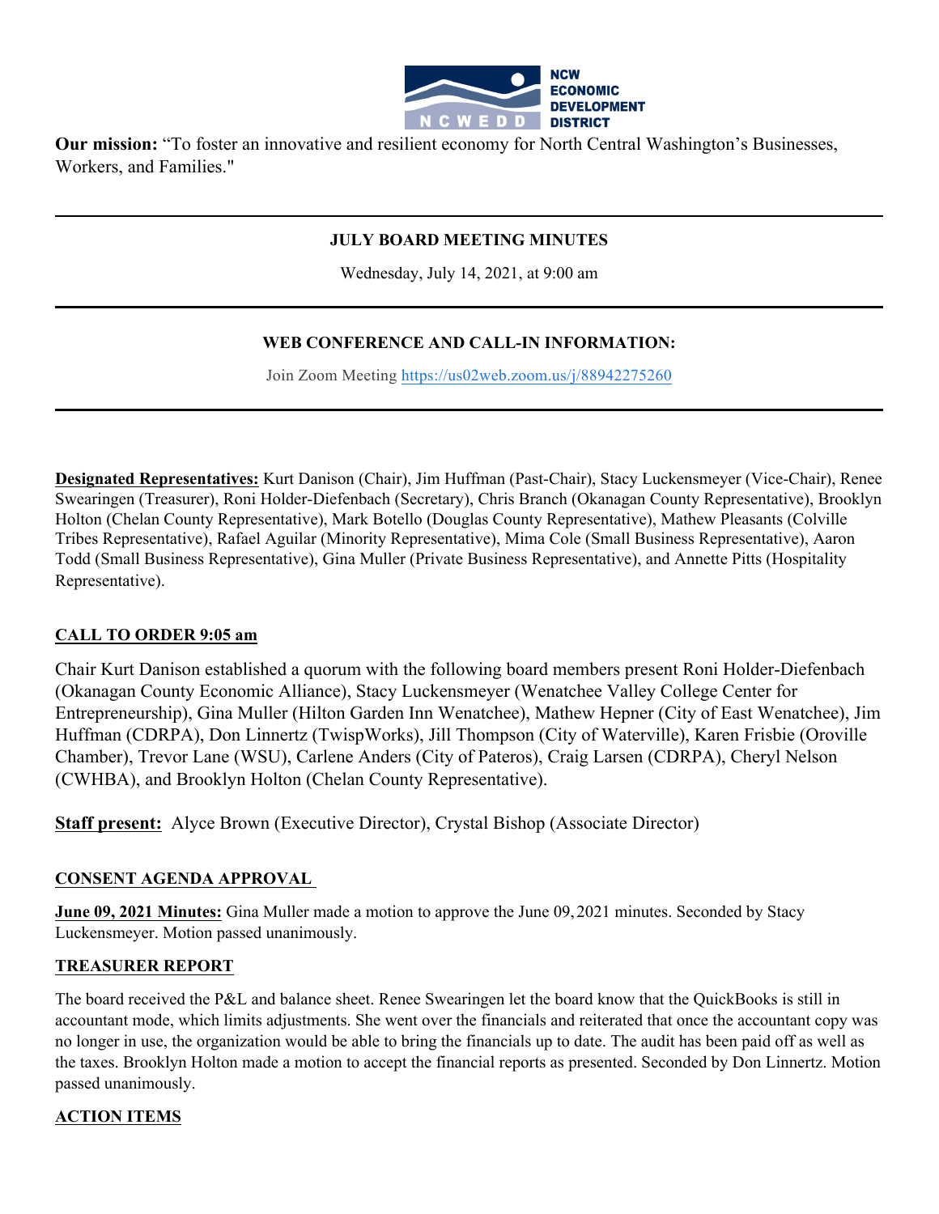NCW ECONOMIC DEVELOPMENT DISTRICT

**Our mission:** "To foster an innovative and resilient economy for North Central Washington's Businesses, Workers, and Families."

---

**JULY BOARD MEETING MINUTES**

Wednesday, July 14, 2021, at 9:00 am

---

**WEB CONFERENCE AND CALL-IN INFORMATION:**

Join Zoom Meeting https://us02web.zoom.us/j/88942275260

---

**Designated Representatives:** Kurt Danison (Chair), Jim Huffman (Past-Chair), Stacy Luckensmeyer (Vice-Chair), Renee Swearingen (Treasurer), Roni Holder-Diefenbach (Secretary), Chris Branch (Okanagan County Representative), Brooklyn Holton (Chelan County Representative), Mark Botello (Douglas County Representative), Mathew Pleasants (Colville Tribes Representative), Rafael Aguilar (Minority Representative), Mima Cole (Small Business Representative), Aaron Todd (Small Business Representative), Gina Muller (Private Business Representative), and Annette Pitts (Hospitality Representative).

## CALL TO ORDER 9:05 am

Chair Kurt Danison established a quorum with the following board members present Roni Holder-Diefenbach (Okanagan County Economic Alliance), Stacy Luckensmeyer (Wenatchee Valley College Center for Entrepreneurship), Gina Muller (Hilton Garden Inn Wenatchee), Mathew Hepner (City of East Wenatchee), Jim Huffman (CDRPA), Don Linnertz (TwispWorks), Jill Thompson (City of Waterville), Karen Frisbie (Oroville Chamber), Trevor Lane (WSU), Carlene Anders (City of Pateros), Craig Larsen (CDRPA), Cheryl Nelson (CWHBA), and Brooklyn Holton (Chelan County Representative).

**Staff present:** Alyce Brown (Executive Director), Crystal Bishop (Associate Director)

## CONSENT AGENDA APPROVAL

**June 09, 2021 Minutes:** Gina Muller made a motion to approve the June 09, 2021 minutes. Seconded by Stacy Luckensmeyer. Motion passed unanimously.

## TREASURER REPORT

The board received the P&L and balance sheet. Renee Swearingen let the board know that the QuickBooks is still in accountant mode, which limits adjustments. She went over the financials and reiterated that once the accountant copy was no longer in use, the organization would be able to bring the financials up to date. The audit has been paid off as well as the taxes. Brooklyn Holton made a motion to accept the financial reports as presented. Seconded by Don Linnertz. Motion passed unanimously.

## ACTION ITEMS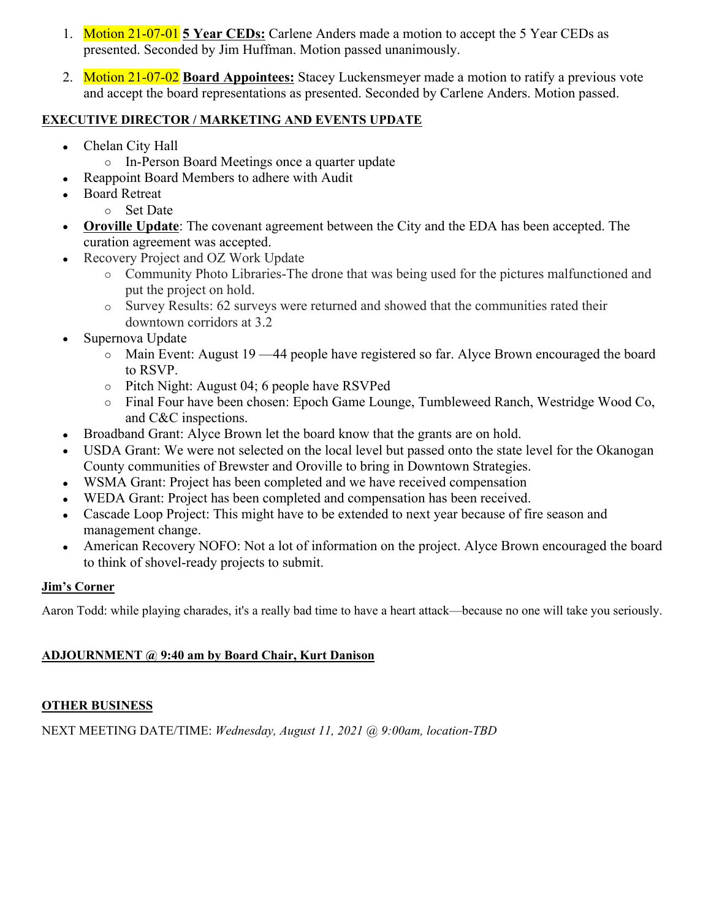1. Motion 21-07-01 **5 Year CEDs:** Carlene Anders made a motion to accept the 5 Year CEDs as presented. Seconded by Jim Huffman. Motion passed unanimously.

2. Motion 21-07-02 **Board Appointees:** Stacey Luckensmeyer made a motion to ratify a previous vote and accept the board representations as presented. Seconded by Carlene Anders. Motion passed.

**EXECUTIVE DIRECTOR / MARKETING AND EVENTS UPDATE**

- Chelan City Hall
  - In-Person Board Meetings once a quarter update
- Reappoint Board Members to adhere with Audit
- Board Retreat
  - Set Date
- **Oroville Update**: The covenant agreement between the City and the EDA has been accepted. The curation agreement was accepted.
- Recovery Project and OZ Work Update
  - Community Photo Libraries-The drone that was being used for the pictures malfunctioned and put the project on hold.
  - Survey Results: 62 surveys were returned and showed that the communities rated their downtown corridors at 3.2
- Supernova Update
  - Main Event: August 19 —44 people have registered so far. Alyce Brown encouraged the board to RSVP.
  - Pitch Night: August 04; 6 people have RSVPed
  - Final Four have been chosen: Epoch Game Lounge, Tumbleweed Ranch, Westridge Wood Co, and C&C inspections.
- Broadband Grant: Alyce Brown let the board know that the grants are on hold.
- USDA Grant: We were not selected on the local level but passed onto the state level for the Okanogan County communities of Brewster and Oroville to bring in Downtown Strategies.
- WSMA Grant: Project has been completed and we have received compensation
- WEDA Grant: Project has been completed and compensation has been received.
- Cascade Loop Project: This might have to be extended to next year because of fire season and management change.
- American Recovery NOFO: Not a lot of information on the project. Alyce Brown encouraged the board to think of shovel-ready projects to submit.

**Jim's Corner**

Aaron Todd: while playing charades, it's a really bad time to have a heart attack—because no one will take you seriously.

**ADJOURNMENT @ 9:40 am by Board Chair, Kurt Danison**

**OTHER BUSINESS**

NEXT MEETING DATE/TIME: *Wednesday, August 11, 2021 @ 9:00am, location-TBD*